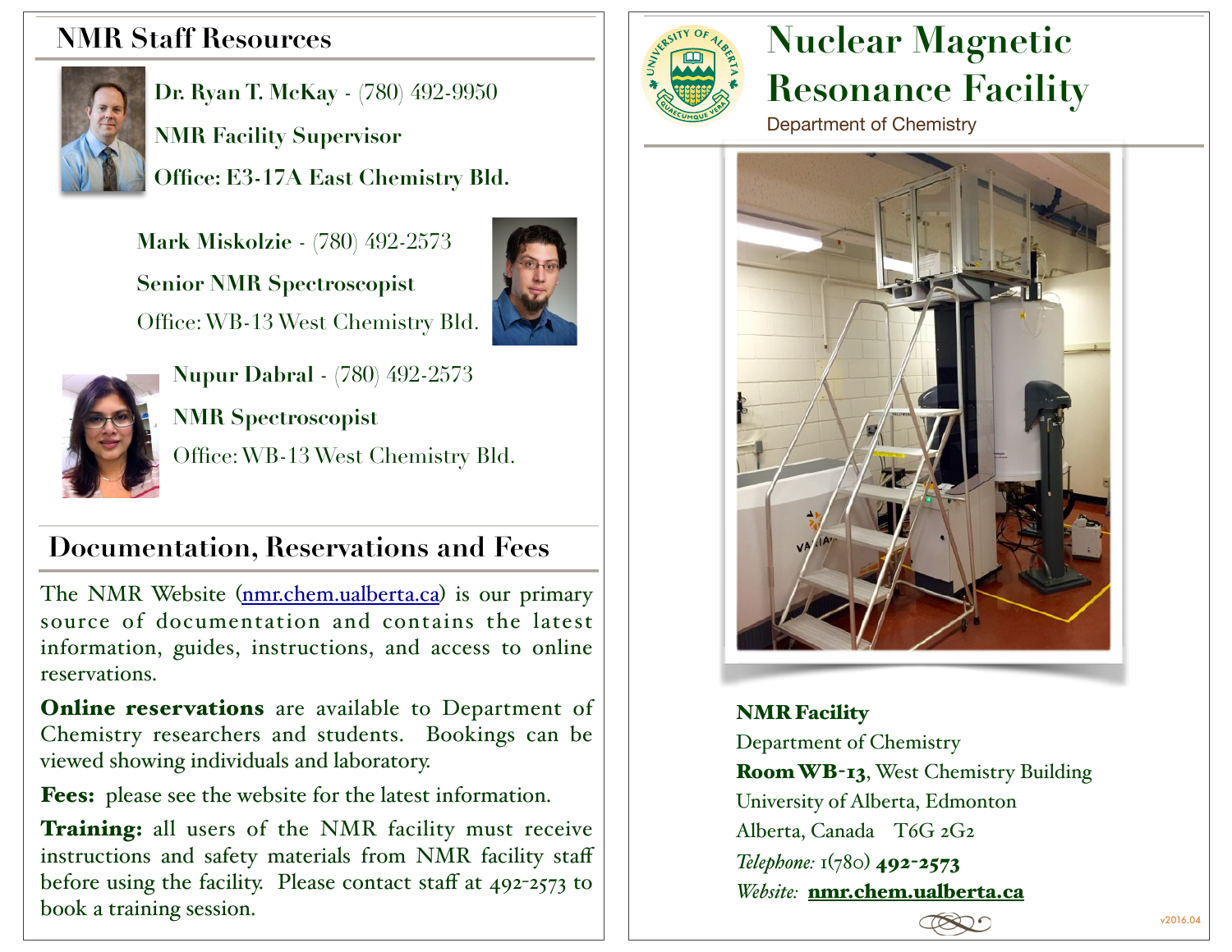## NMR Staff Resources

**Dr. Ryan T. McKay** - (780) 492-9950

**NMR Facility Supervisor**

**Office: E3-17A East Chemistry Bld.**

**Mark Miskolzie** - (780) 492-2573

**Senior NMR Spectroscopist**

Office: WB-13 West Chemistry Bld.

**Nupur Dabral** - (780) 492-2573

**NMR Spectroscopist**

Office: WB-13 West Chemistry Bld.

## Documentation, Reservations and Fees

The NMR Website (nmr.chem.ualberta.ca) is our primary source of documentation and contains the latest information, guides, instructions, and access to online reservations.

**Online reservations** are available to Department of Chemistry researchers and students. Bookings can be viewed showing individuals and laboratory.

**Fees:** please see the website for the latest information.

**Training:** all users of the NMR facility must receive instructions and safety materials from NMR facility staff before using the facility. Please contact staff at 492-2573 to book a training session.

# Nuclear Magnetic Resonance Facility

Department of Chemistry

**NMR Facility**
Department of Chemistry
**Room WB-13**, West Chemistry Building
University of Alberta, Edmonton
Alberta, Canada T6G 2G2
*Telephone:* 1(780) **492-2573**
*Website:* **nmr.chem.ualberta.ca**

v2016.04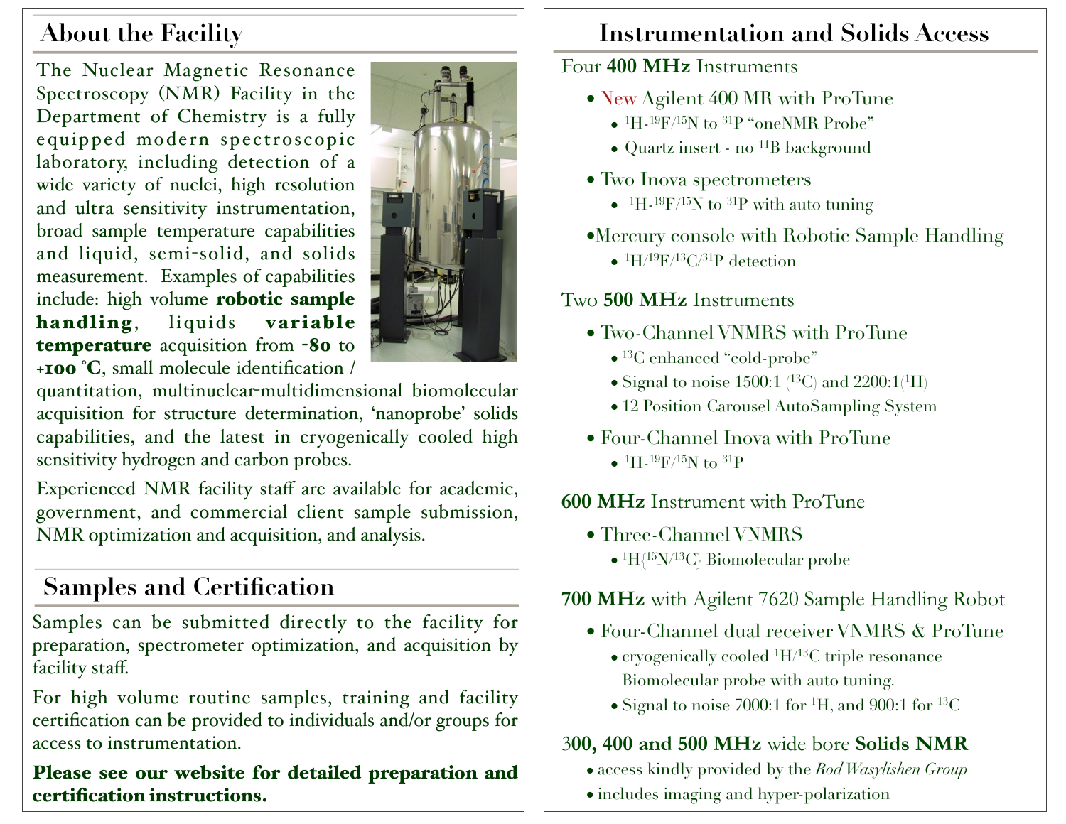## About the Facility

The Nuclear Magnetic Resonance Spectroscopy (NMR) Facility in the Department of Chemistry is a fully equipped modern spectroscopic laboratory, including detection of a wide variety of nuclei, high resolution and ultra sensitivity instrumentation, broad sample temperature capabilities and liquid, semi-solid, and solids measurement. Examples of capabilities include: high volume **robotic sample handling**, liquids **variable temperature** acquisition from **-80** to **+100 °C**, small molecule identification / quantitation, multinuclear-multidimensional biomolecular acquisition for structure determination, 'nanoprobe' solids capabilities, and the latest in cryogenically cooled high sensitivity hydrogen and carbon probes.

Experienced NMR facility staff are available for academic, government, and commercial client sample submission, NMR optimization and acquisition, and analysis.

## Samples and Certification

Samples can be submitted directly to the facility for preparation, spectrometer optimization, and acquisition by facility staff.

For high volume routine samples, training and facility certification can be provided to individuals and/or groups for access to instrumentation.

**Please see our website for detailed preparation and certification instructions.**

## Instrumentation and Solids Access

Four **400 MHz** Instruments

- New Agilent 400 MR with ProTune
  - $^{1}H$-$^{19}F$/$^{15}N$ to $^{31}P$ "oneNMR Probe"
  - Quartz insert - no $^{11}B$ background
- Two Inova spectrometers
  - $^{1}H$-$^{19}F$/$^{15}N$ to $^{31}P$ with auto tuning
- Mercury console with Robotic Sample Handling
  - $^{1}H$/$^{19}F$/$^{13}C$/$^{31}P$ detection

Two **500 MHz** Instruments

- Two-Channel VNMRS with ProTune
  - $^{13}C$ enhanced "cold-probe"
  - Signal to noise 1500:1 ($^{13}C$) and 2200:1($^{1}H$)
  - 12 Position Carousel AutoSampling System
- Four-Channel Inova with ProTune
  - $^{1}H$-$^{19}F$/$^{15}N$ to $^{31}P$

**600 MHz** Instrument with ProTune

- Three-Channel VNMRS
  - $^{1}H\{^{15}N/^{13}C\}$ Biomolecular probe

**700 MHz** with Agilent 7620 Sample Handling Robot

- Four-Channel dual receiver VNMRS & ProTune
  - cryogenically cooled $^{1}H$/$^{13}C$ triple resonance Biomolecular probe with auto tuning.
  - Signal to noise 7000:1 for $^{1}H$, and 900:1 for $^{13}C$

**300, 400 and 500 MHz** wide bore **Solids NMR**

- access kindly provided by the *Rod Wasylishen Group*
- includes imaging and hyper-polarization